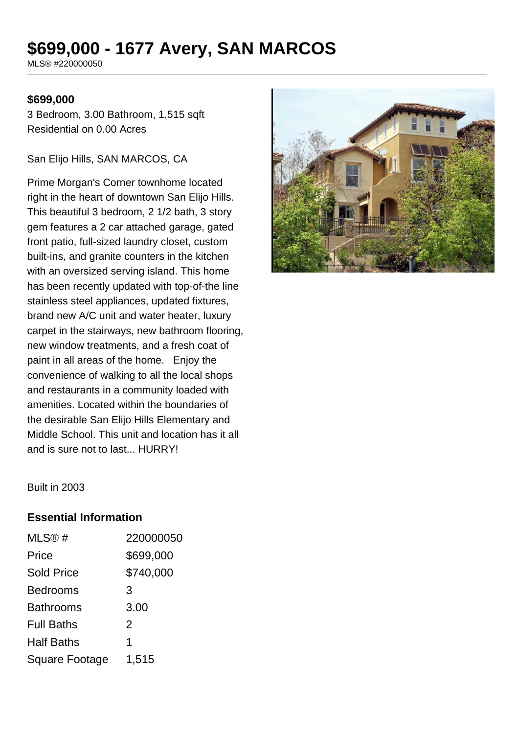# $699,000 - 1677 Avery, SAN MARCOS

MLS® #220000050

**$699,000**

3 Bedroom, 3.00 Bathroom, 1,515 sqft
Residential on 0.00 Acres

San Elijo Hills, SAN MARCOS, CA

Prime Morgan's Corner townhome located right in the heart of downtown San Elijo Hills. This beautiful 3 bedroom, 2 1/2 bath, 3 story gem features a 2 car attached garage, gated front patio, full-sized laundry closet, custom built-ins, and granite counters in the kitchen with an oversized serving island. This home has been recently updated with top-of-the line stainless steel appliances, updated fixtures, brand new A/C unit and water heater, luxury carpet in the stairways, new bathroom flooring, new window treatments, and a fresh coat of paint in all areas of the home. Enjoy the convenience of walking to all the local shops and restaurants in a community loaded with amenities. Located within the boundaries of the desirable San Elijo Hills Elementary and Middle School. This unit and location has it all and is sure not to last... HURRY!

Built in 2003

### Essential Information

| | |
|---|---|
| MLS® # | 220000050 |
| Price | $699,000 |
| Sold Price | $740,000 |
| Bedrooms | 3 |
| Bathrooms | 3.00 |
| Full Baths | 2 |
| Half Baths | 1 |
| Square Footage | 1,515 |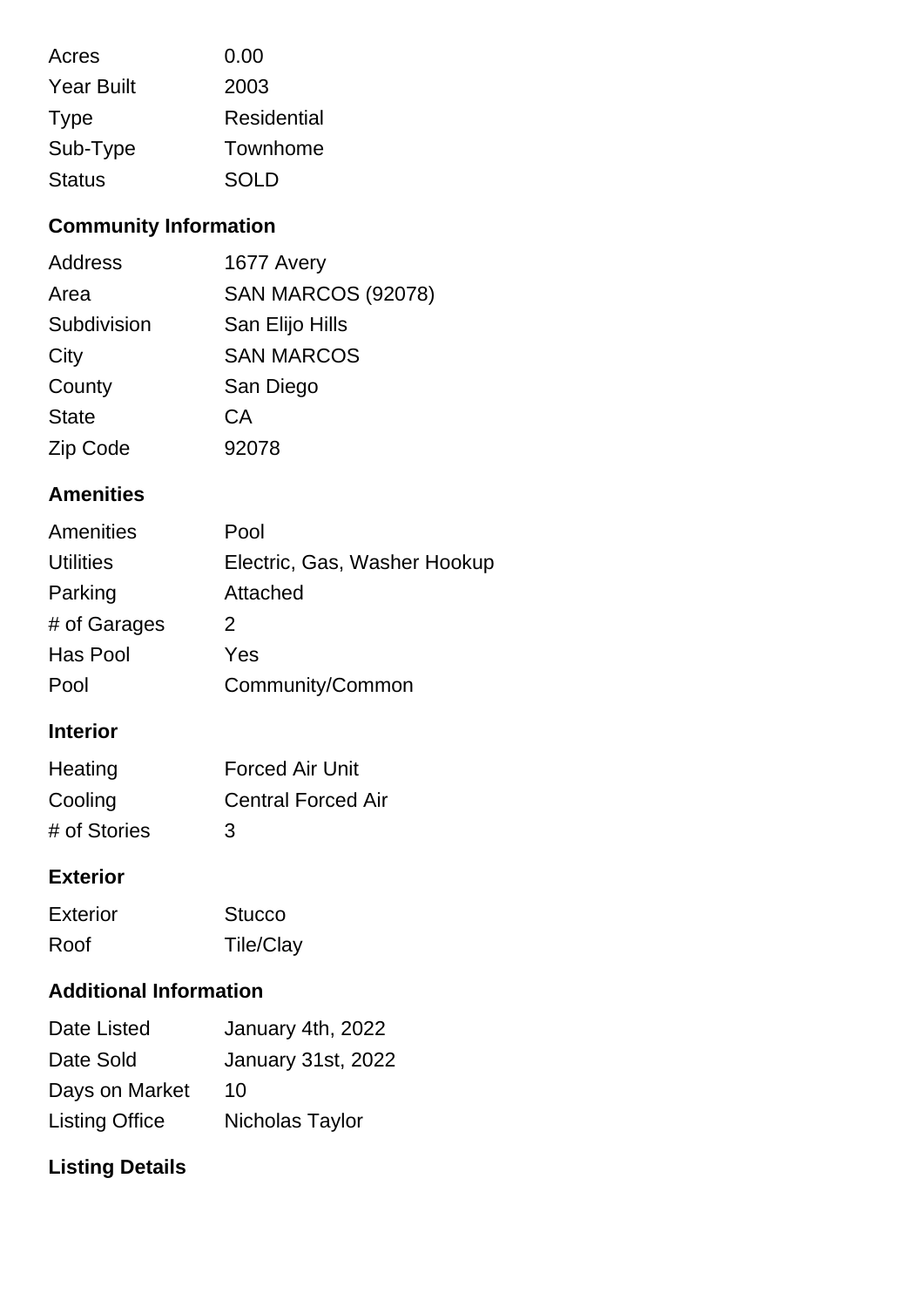| | |
|---|---|
| Acres | 0.00 |
| Year Built | 2003 |
| Type | Residential |
| Sub-Type | Townhome |
| Status | SOLD |

## Community Information

| | |
|---|---|
| Address | 1677 Avery |
| Area | SAN MARCOS (92078) |
| Subdivision | San Elijo Hills |
| City | SAN MARCOS |
| County | San Diego |
| State | CA |
| Zip Code | 92078 |

## Amenities

| | |
|---|---|
| Amenities | Pool |
| Utilities | Electric, Gas, Washer Hookup |
| Parking | Attached |
| # of Garages | 2 |
| Has Pool | Yes |
| Pool | Community/Common |

## Interior

| | |
|---|---|
| Heating | Forced Air Unit |
| Cooling | Central Forced Air |
| # of Stories | 3 |

## Exterior

| | |
|---|---|
| Exterior | Stucco |
| Roof | Tile/Clay |

## Additional Information

| | |
|---|---|
| Date Listed | January 4th, 2022 |
| Date Sold | January 31st, 2022 |
| Days on Market | 10 |
| Listing Office | Nicholas Taylor |

## Listing Details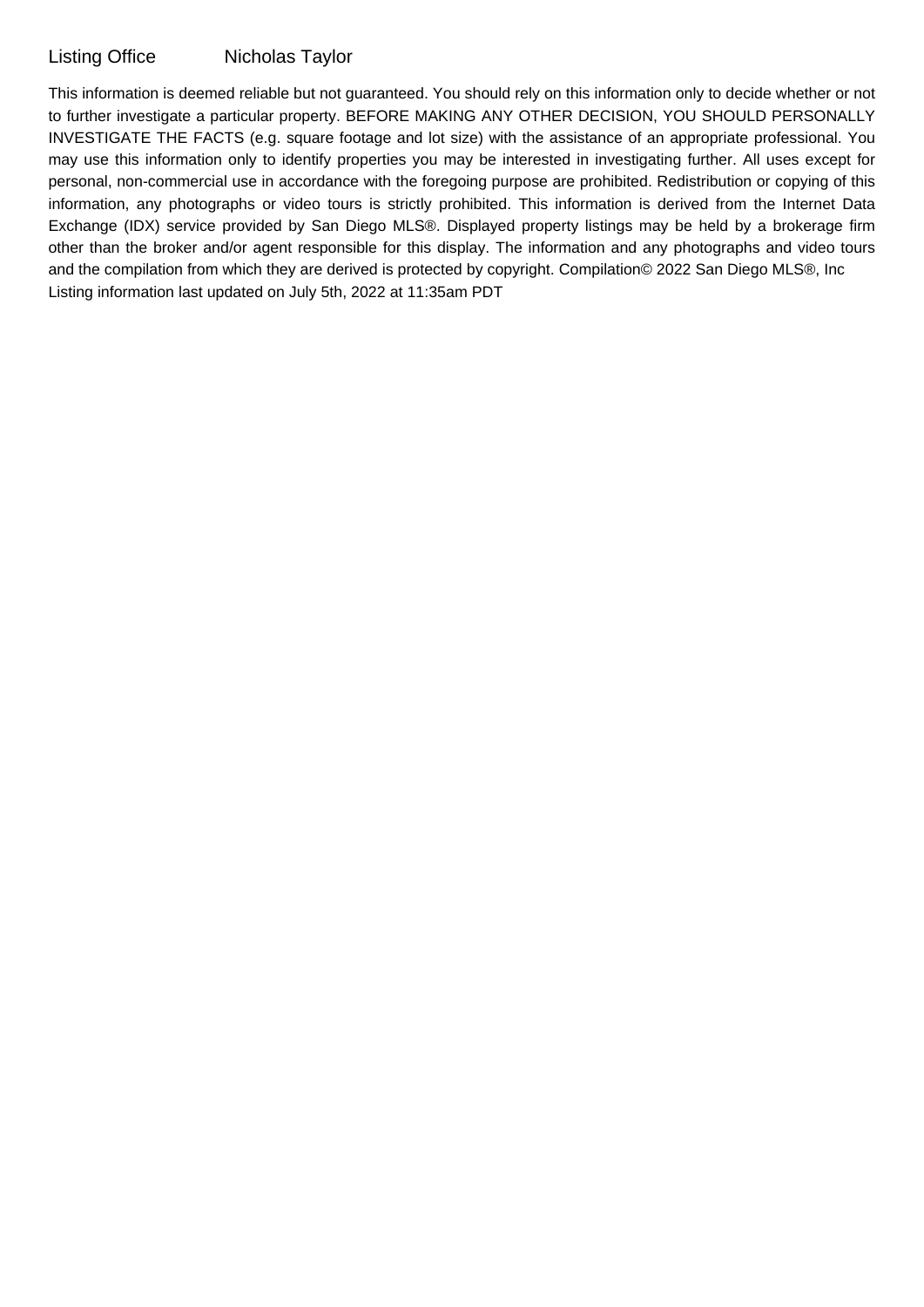| | |
|---|---|
| Listing Office | Nicholas Taylor |

This information is deemed reliable but not guaranteed. You should rely on this information only to decide whether or not to further investigate a particular property. BEFORE MAKING ANY OTHER DECISION, YOU SHOULD PERSONALLY INVESTIGATE THE FACTS (e.g. square footage and lot size) with the assistance of an appropriate professional. You may use this information only to identify properties you may be interested in investigating further. All uses except for personal, non-commercial use in accordance with the foregoing purpose are prohibited. Redistribution or copying of this information, any photographs or video tours is strictly prohibited. This information is derived from the Internet Data Exchange (IDX) service provided by San Diego MLS®. Displayed property listings may be held by a brokerage firm other than the broker and/or agent responsible for this display. The information and any photographs and video tours and the compilation from which they are derived is protected by copyright. Compilation© 2022 San Diego MLS®, Inc
Listing information last updated on July 5th, 2022 at 11:35am PDT